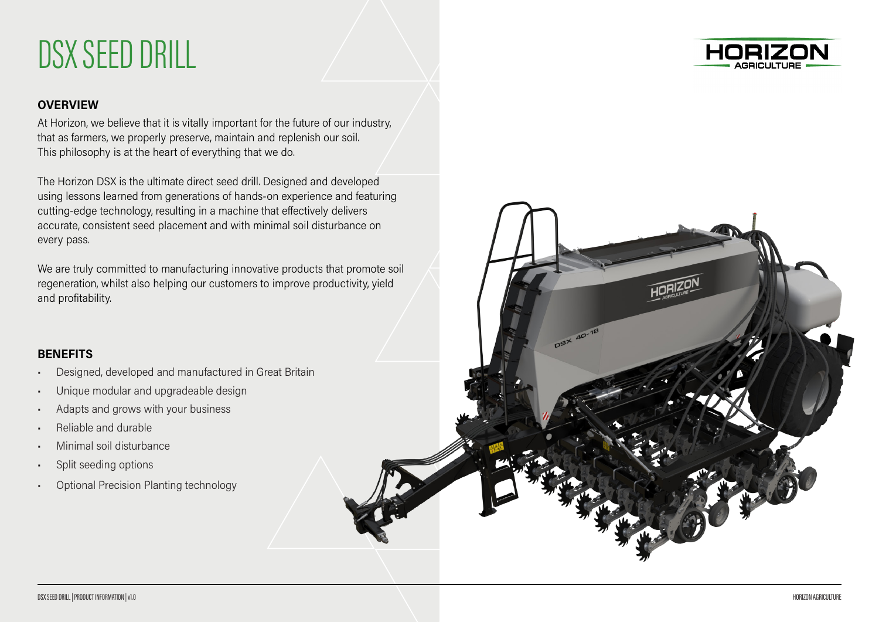# DSX SEED DRILL

HORIZON AGRICULTURE

## OVERVIEW

At Horizon, we believe that it is vitally important for the future of our industry, that as farmers, we properly preserve, maintain and replenish our soil. This philosophy is at the heart of everything that we do.

The Horizon DSX is the ultimate direct seed drill. Designed and developed using lessons learned from generations of hands-on experience and featuring cutting-edge technology, resulting in a machine that effectively delivers accurate, consistent seed placement and with minimal soil disturbance on every pass.

We are truly committed to manufacturing innovative products that promote soil regeneration, whilst also helping our customers to improve productivity, yield and profitability.

## BENEFITS

- Designed, developed and manufactured in Great Britain
- Unique modular and upgradeable design
- Adapts and grows with your business
- Reliable and durable
- Minimal soil disturbance
- Split seeding options
- Optional Precision Planting technology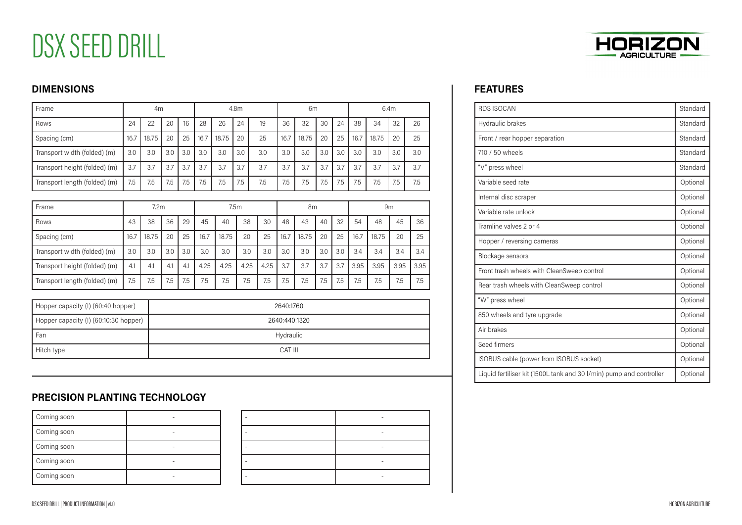# DSX SEED DRILL

HORIZON AGRICULTURE

## DIMENSIONS

| Frame | 4m | | | | 4.8m | | | | 6m | | | | 6.4m | | | |
|---|---|---|---|---|---|---|---|---|---|---|---|---|---|---|---|---|
| Rows | 24 | 22 | 20 | 16 | 28 | 26 | 24 | 19 | 36 | 32 | 30 | 24 | 38 | 34 | 32 | 26 |
| Spacing (cm) | 16.7 | 18.75 | 20 | 25 | 16.7 | 18.75 | 20 | 25 | 16.7 | 18.75 | 20 | 25 | 16.7 | 18.75 | 20 | 25 |
| Transport width (folded) (m) | 3.0 | 3.0 | 3.0 | 3.0 | 3.0 | 3.0 | 3.0 | 3.0 | 3.0 | 3.0 | 3.0 | 3.0 | 3.0 | 3.0 | 3.0 | 3.0 |
| Transport height (folded) (m) | 3.7 | 3.7 | 3.7 | 3.7 | 3.7 | 3.7 | 3.7 | 3.7 | 3.7 | 3.7 | 3.7 | 3.7 | 3.7 | 3.7 | 3.7 | 3.7 |
| Transport length (folded) (m) | 7.5 | 7.5 | 7.5 | 7.5 | 7.5 | 7.5 | 7.5 | 7.5 | 7.5 | 7.5 | 7.5 | 7.5 | 7.5 | 7.5 | 7.5 | 7.5 |

| Frame | 7.2m | | | | 7.5m | | | | 8m | | | | 9m | | | |
|---|---|---|---|---|---|---|---|---|---|---|---|---|---|---|---|---|
| Rows | 43 | 38 | 36 | 29 | 45 | 40 | 38 | 30 | 48 | 43 | 40 | 32 | 54 | 48 | 45 | 36 |
| Spacing (cm) | 16.7 | 18.75 | 20 | 25 | 16.7 | 18.75 | 20 | 25 | 16.7 | 18.75 | 20 | 25 | 16.7 | 18.75 | 20 | 25 |
| Transport width (folded) (m) | 3.0 | 3.0 | 3.0 | 3.0 | 3.0 | 3.0 | 3.0 | 3.0 | 3.0 | 3.0 | 3.0 | 3.0 | 3.4 | 3.4 | 3.4 | 3.4 |
| Transport height (folded) (m) | 4.1 | 4.1 | 4.1 | 4.1 | 4.25 | 4.25 | 4.25 | 4.25 | 3.7 | 3.7 | 3.7 | 3.7 | 3.95 | 3.95 | 3.95 | 3.95 |
| Transport length (folded) (m) | 7.5 | 7.5 | 7.5 | 7.5 | 7.5 | 7.5 | 7.5 | 7.5 | 7.5 | 7.5 | 7.5 | 7.5 | 7.5 | 7.5 | 7.5 | 7.5 |

| | |
|---|---|
| Hopper capacity (l) (60:40 hopper) | 2640:1760 |
| Hopper capacity (l) (60:10:30 hopper) | 2640:440:1320 |
| Fan | Hydraulic |
| Hitch type | CAT III |

## PRECISION PLANTING TECHNOLOGY

| | |
|---|---|
| Coming soon | - |
| Coming soon | - |
| Coming soon | - |
| Coming soon | - |
| Coming soon | - |

| | |
|---|---|
| - | - |
| - | - |
| - | - |
| - | - |
| - | - |

## FEATURES

| | |
|---|---|
| RDS ISOCAN | Standard |
| Hydraulic brakes | Standard |
| Front / rear hopper separation | Standard |
| 710 / 50 wheels | Standard |
| "V" press wheel | Standard |
| Variable seed rate | Optional |
| Internal disc scraper | Optional |
| Variable rate unlock | Optional |
| Tramline valves 2 or 4 | Optional |
| Hopper / reversing cameras | Optional |
| Blockage sensors | Optional |
| Front trash wheels with CleanSweep control | Optional |
| Rear trash wheels with CleanSweep control | Optional |
| "W" press wheel | Optional |
| 850 wheels and tyre upgrade | Optional |
| Air brakes | Optional |
| Seed firmers | Optional |
| ISOBUS cable (power from ISOBUS socket) | Optional |
| Liquid fertiliser kit (1500L tank and 30 l/min) pump and controller | Optional |